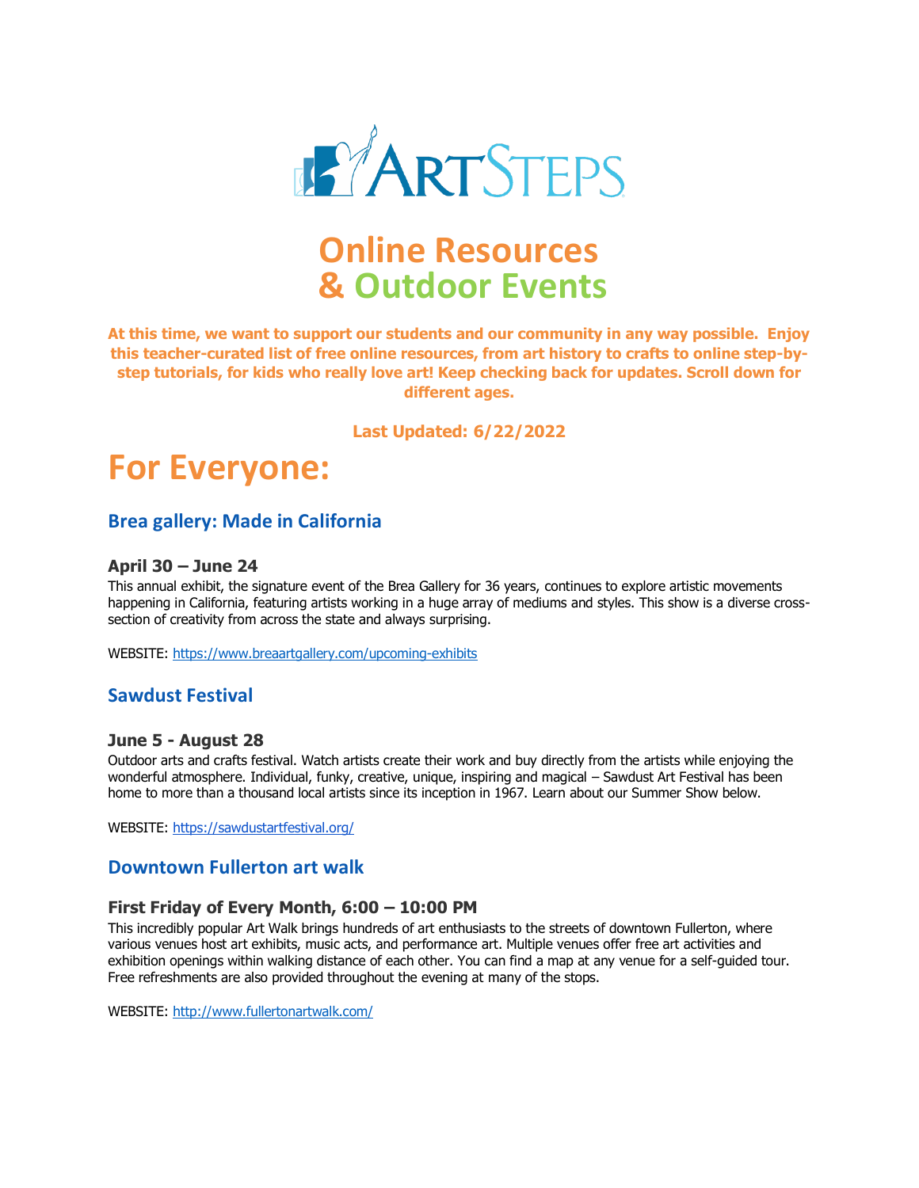ArtSteps

# Online Resources & Outdoor Events

**At this time, we want to support our students and our community in any way possible. Enjoy this teacher-curated list of free online resources, from art history to crafts to online step-by-step tutorials, for kids who really love art! Keep checking back for updates. Scroll down for different ages.**

**Last Updated: 6/22/2022**

# For Everyone:

## Brea gallery: Made in California

### April 30 – June 24

This annual exhibit, the signature event of the Brea Gallery for 36 years, continues to explore artistic movements happening in California, featuring artists working in a huge array of mediums and styles. This show is a diverse cross-section of creativity from across the state and always surprising.

WEBSITE: https://www.breaartgallery.com/upcoming-exhibits

## Sawdust Festival

### June 5 - August 28

Outdoor arts and crafts festival. Watch artists create their work and buy directly from the artists while enjoying the wonderful atmosphere. Individual, funky, creative, unique, inspiring and magical – Sawdust Art Festival has been home to more than a thousand local artists since its inception in 1967. Learn about our Summer Show below.

WEBSITE: https://sawdustartfestival.org/

## Downtown Fullerton art walk

### First Friday of Every Month, 6:00 – 10:00 PM

This incredibly popular Art Walk brings hundreds of art enthusiasts to the streets of downtown Fullerton, where various venues host art exhibits, music acts, and performance art. Multiple venues offer free art activities and exhibition openings within walking distance of each other. You can find a map at any venue for a self-guided tour. Free refreshments are also provided throughout the evening at many of the stops.

WEBSITE: http://www.fullertonartwalk.com/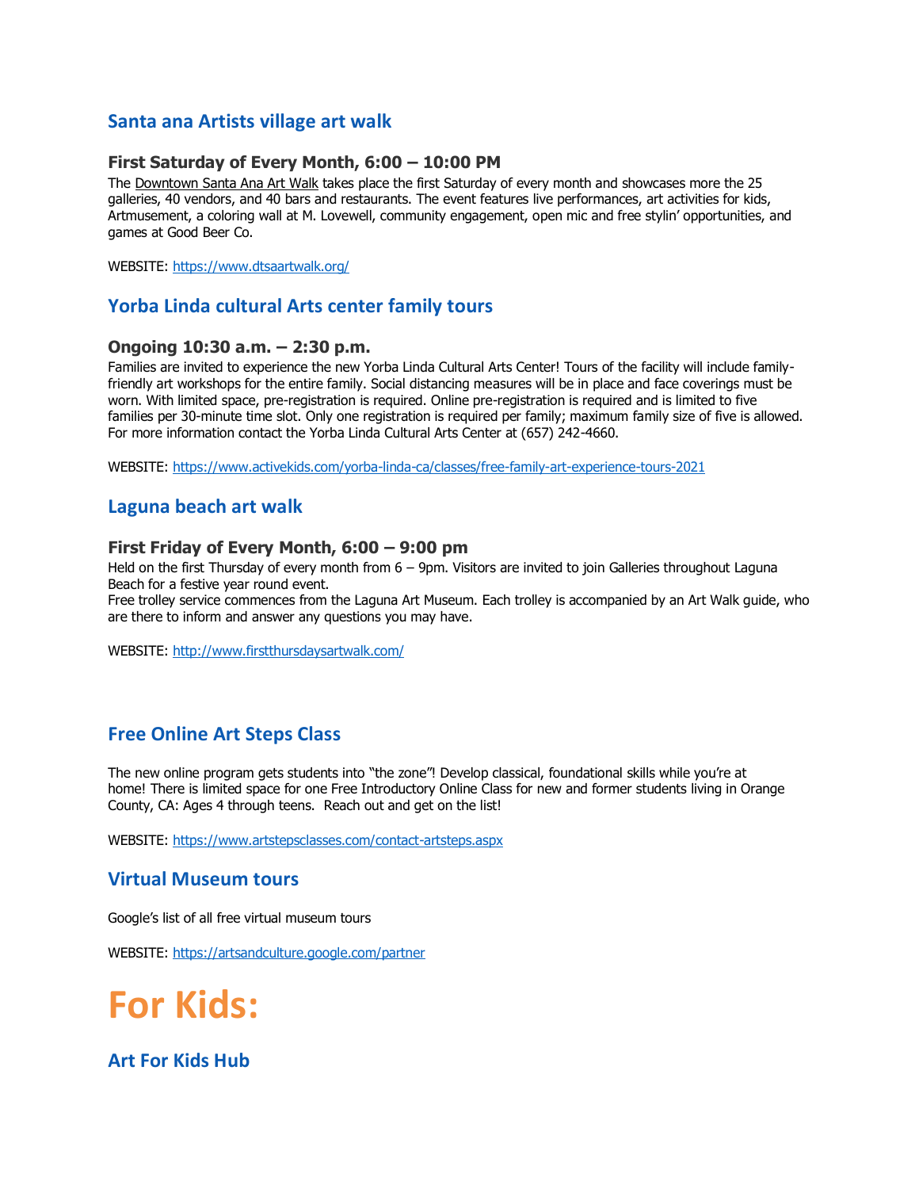## Santa ana Artists village art walk

### First Saturday of Every Month, 6:00 – 10:00 PM

The Downtown Santa Ana Art Walk takes place the first Saturday of every month and showcases more the 25 galleries, 40 vendors, and 40 bars and restaurants. The event features live performances, art activities for kids, Artmusement, a coloring wall at M. Lovewell, community engagement, open mic and free stylin' opportunities, and games at Good Beer Co.

WEBSITE: https://www.dtsaartwalk.org/

## Yorba Linda cultural Arts center family tours

### Ongoing 10:30 a.m. – 2:30 p.m.

Families are invited to experience the new Yorba Linda Cultural Arts Center! Tours of the facility will include family-friendly art workshops for the entire family. Social distancing measures will be in place and face coverings must be worn. With limited space, pre-registration is required. Online pre-registration is required and is limited to five families per 30-minute time slot. Only one registration is required per family; maximum family size of five is allowed. For more information contact the Yorba Linda Cultural Arts Center at (657) 242-4660.

WEBSITE: https://www.activekids.com/yorba-linda-ca/classes/free-family-art-experience-tours-2021

## Laguna beach art walk

### First Friday of Every Month, 6:00 – 9:00 pm

Held on the first Thursday of every month from 6 – 9pm. Visitors are invited to join Galleries throughout Laguna Beach for a festive year round event.
Free trolley service commences from the Laguna Art Museum. Each trolley is accompanied by an Art Walk guide, who are there to inform and answer any questions you may have.

WEBSITE: http://www.firstthursdaysartwalk.com/

## Free Online Art Steps Class

The new online program gets students into "the zone"! Develop classical, foundational skills while you're at home! There is limited space for one Free Introductory Online Class for new and former students living in Orange County, CA: Ages 4 through teens. Reach out and get on the list!

WEBSITE: https://www.artstepsclasses.com/contact-artsteps.aspx

## Virtual Museum tours

Google's list of all free virtual museum tours

WEBSITE: https://artsandculture.google.com/partner

# For Kids:

## Art For Kids Hub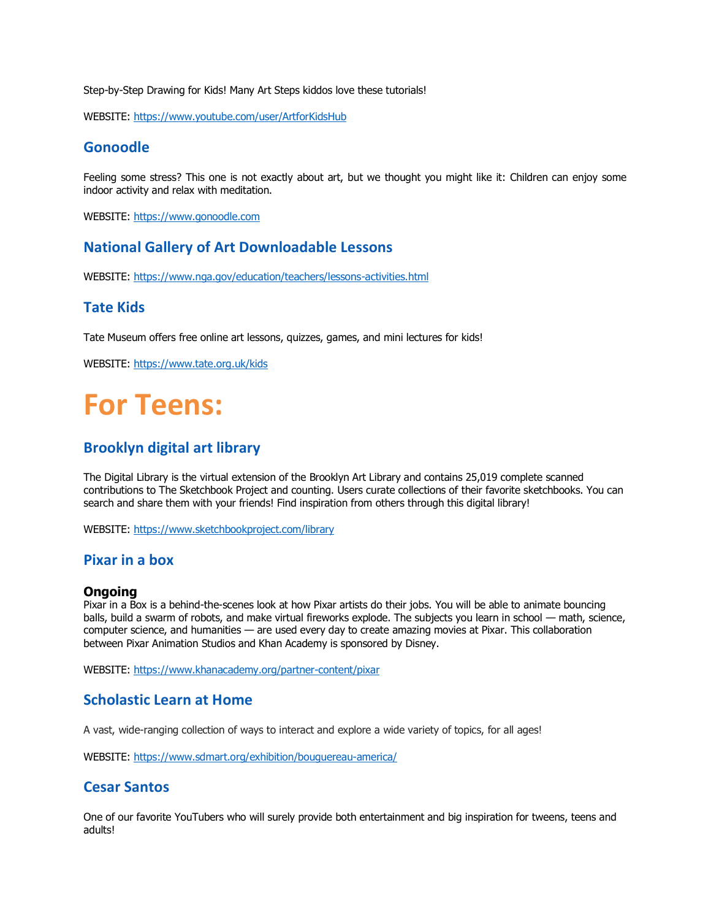Step-by-Step Drawing for Kids! Many Art Steps kiddos love these tutorials!

WEBSITE: https://www.youtube.com/user/ArtforKidsHub

### Gonoodle

Feeling some stress? This one is not exactly about art, but we thought you might like it: Children can enjoy some indoor activity and relax with meditation.

WEBSITE: https://www.gonoodle.com

### National Gallery of Art Downloadable Lessons

WEBSITE: https://www.nga.gov/education/teachers/lessons-activities.html

### Tate Kids

Tate Museum offers free online art lessons, quizzes, games, and mini lectures for kids!

WEBSITE: https://www.tate.org.uk/kids

# For Teens:

### Brooklyn digital art library

The Digital Library is the virtual extension of the Brooklyn Art Library and contains 25,019 complete scanned contributions to The Sketchbook Project and counting. Users curate collections of their favorite sketchbooks. You can search and share them with your friends! Find inspiration from others through this digital library!

WEBSITE: https://www.sketchbookproject.com/library

### Pixar in a box

**Ongoing**

Pixar in a Box is a behind-the-scenes look at how Pixar artists do their jobs. You will be able to animate bouncing balls, build a swarm of robots, and make virtual fireworks explode. The subjects you learn in school — math, science, computer science, and humanities — are used every day to create amazing movies at Pixar. This collaboration between Pixar Animation Studios and Khan Academy is sponsored by Disney.

WEBSITE: https://www.khanacademy.org/partner-content/pixar

### Scholastic Learn at Home

A vast, wide-ranging collection of ways to interact and explore a wide variety of topics, for all ages!

WEBSITE: https://www.sdmart.org/exhibition/bouguereau-america/

### Cesar Santos

One of our favorite YouTubers who will surely provide both entertainment and big inspiration for tweens, teens and adults!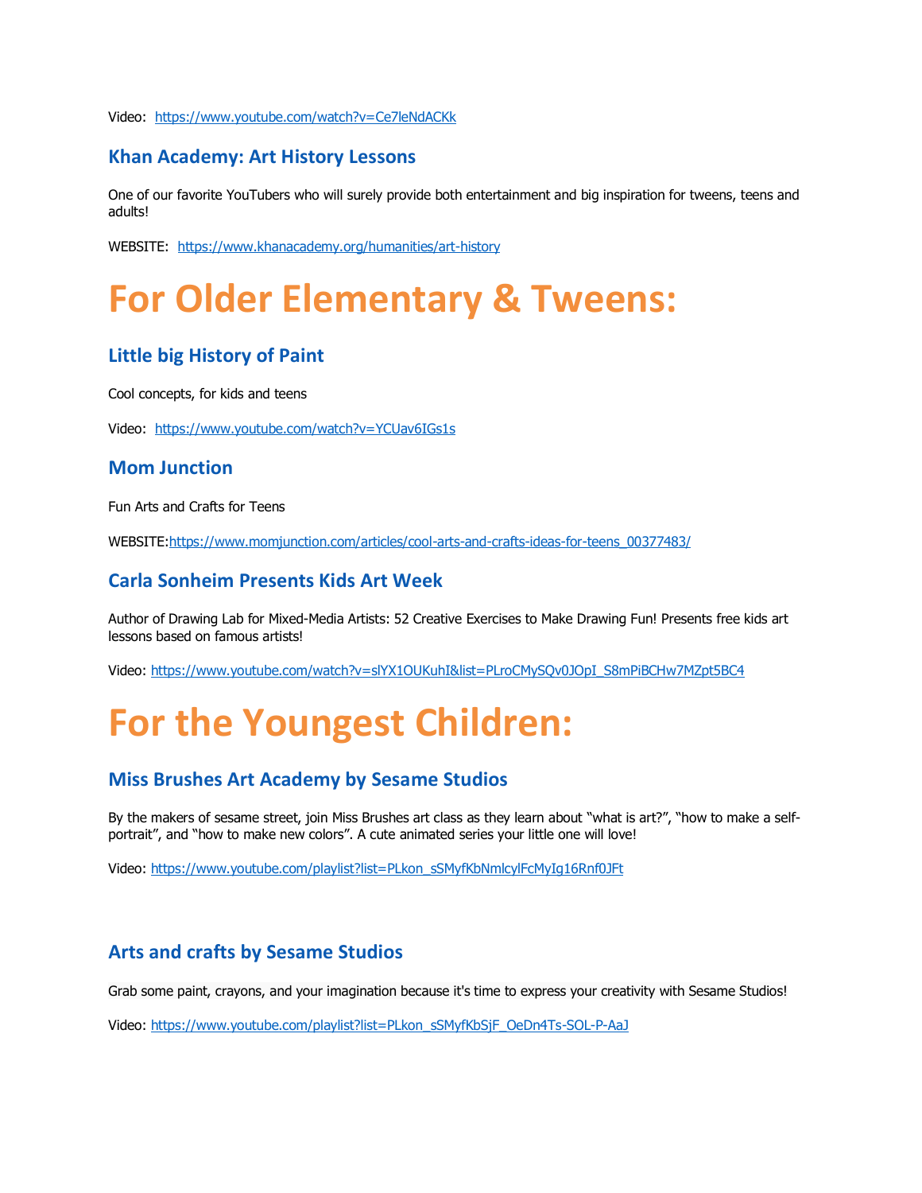Video: https://www.youtube.com/watch?v=Ce7leNdACKk

### Khan Academy: Art History Lessons

One of our favorite YouTubers who will surely provide both entertainment and big inspiration for tweens, teens and adults!

WEBSITE: https://www.khanacademy.org/humanities/art-history

# For Older Elementary & Tweens:

### Little big History of Paint

Cool concepts, for kids and teens

Video: https://www.youtube.com/watch?v=YCUav6IGs1s

### Mom Junction

Fun Arts and Crafts for Teens

WEBSITE:https://www.momjunction.com/articles/cool-arts-and-crafts-ideas-for-teens_00377483/

### Carla Sonheim Presents Kids Art Week

Author of Drawing Lab for Mixed-Media Artists: 52 Creative Exercises to Make Drawing Fun! Presents free kids art lessons based on famous artists!

Video: https://www.youtube.com/watch?v=slYX1OUKuhI&list=PLroCMySQv0JOpI_S8mPiBCHw7MZpt5BC4

# For the Youngest Children:

### Miss Brushes Art Academy by Sesame Studios

By the makers of sesame street, join Miss Brushes art class as they learn about "what is art?", "how to make a self-portrait", and "how to make new colors". A cute animated series your little one will love!

Video: https://www.youtube.com/playlist?list=PLkon_sSMyfKbNmlcylFcMyIg16Rnf0JFt

### Arts and crafts by Sesame Studios

Grab some paint, crayons, and your imagination because it's time to express your creativity with Sesame Studios!

Video: https://www.youtube.com/playlist?list=PLkon_sSMyfKbSjF_OeDn4Ts-SOL-P-AaJ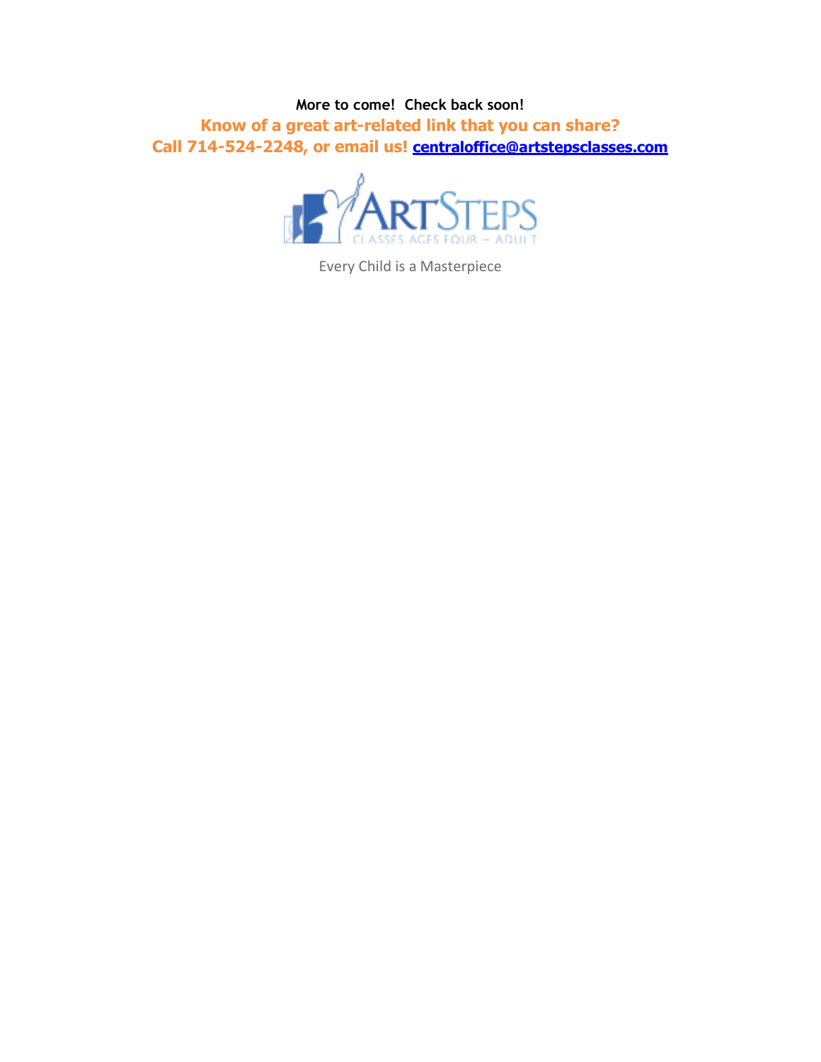**More to come!  Check back soon!**

**Know of a great art-related link that you can share?**

**Call 714-524-2248, or email us! [centraloffice@artstepsclasses.com](mailto:centraloffice@artstepsclasses.com)**

ARTSTEPS

CLASSES AGES FOUR – ADULT

Every Child is a Masterpiece